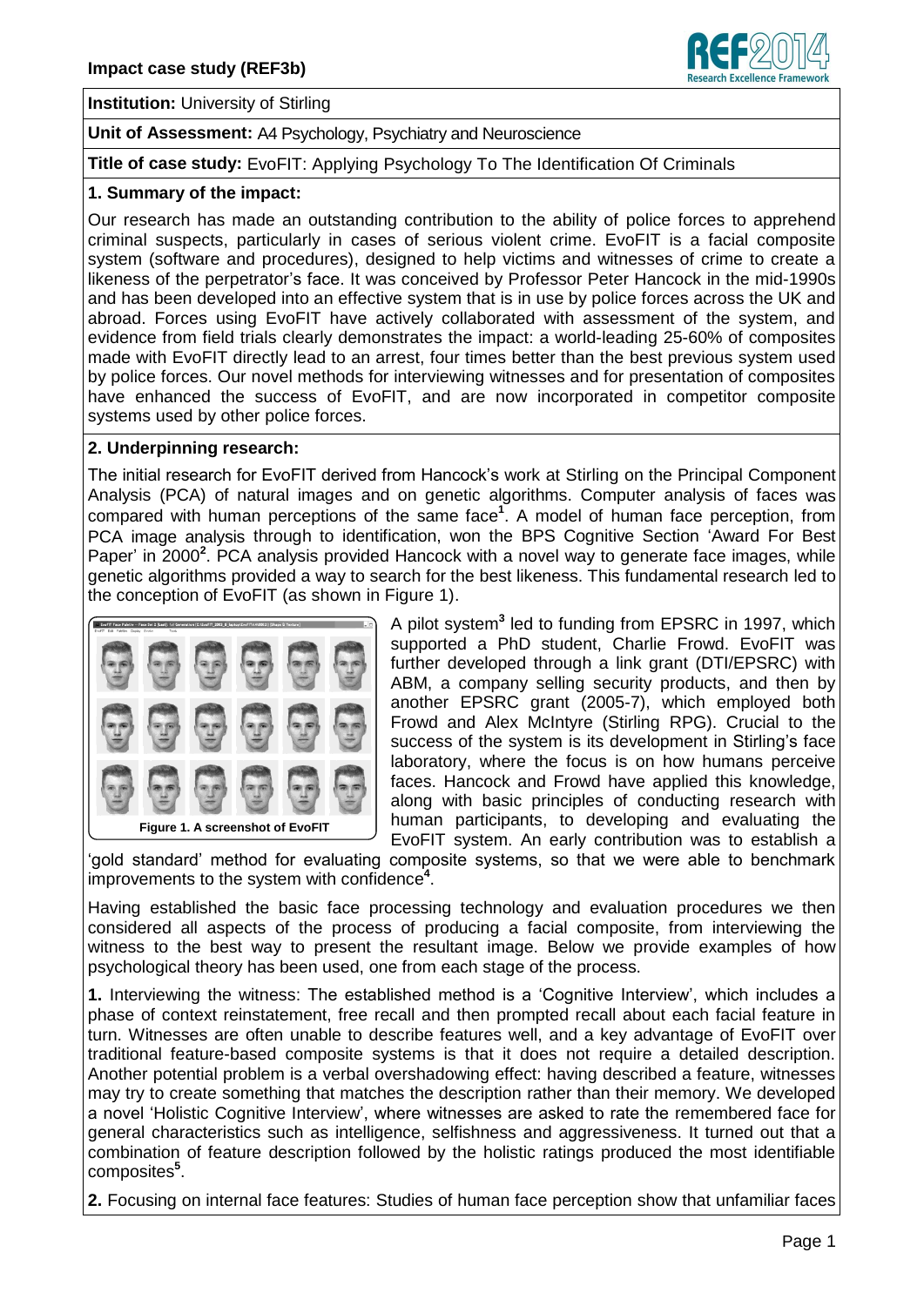**Impact case study (REF3b)**

**Institution:** University of Stirling

**Unit of Assessment:** A4 Psychology, Psychiatry and Neuroscience

**Title of case study:** EvoFIT: Applying Psychology To The Identification Of Criminals

## 1. Summary of the impact:

Our research has made an outstanding contribution to the ability of police forces to apprehend criminal suspects, particularly in cases of serious violent crime. EvoFIT is a facial composite system (software and procedures), designed to help victims and witnesses of crime to create a likeness of the perpetrator's face. It was conceived by Professor Peter Hancock in the mid-1990s and has been developed into an effective system that is in use by police forces across the UK and abroad. Forces using EvoFIT have actively collaborated with assessment of the system, and evidence from field trials clearly demonstrates the impact: a world-leading 25-60% of composites made with EvoFIT directly lead to an arrest, four times better than the best previous system used by police forces. Our novel methods for interviewing witnesses and for presentation of composites have enhanced the success of EvoFIT, and are now incorporated in competitor composite systems used by other police forces.

## 2. Underpinning research:

The initial research for EvoFIT derived from Hancock's work at Stirling on the Principal Component Analysis (PCA) of natural images and on genetic algorithms. Computer analysis of faces was compared with human perceptions of the same face[1]. A model of human face perception, from PCA image analysis through to identification, won the BPS Cognitive Section 'Award For Best Paper' in 2000[2]. PCA analysis provided Hancock with a novel way to generate face images, while genetic algorithms provided a way to search for the best likeness. This fundamental research led to the conception of EvoFIT (as shown in Figure 1).

**Figure 1. A screenshot of EvoFIT**

A pilot system[3] led to funding from EPSRC in 1997, which supported a PhD student, Charlie Frowd. EvoFIT was further developed through a link grant (DTI/EPSRC) with ABM, a company selling security products, and then by another EPSRC grant (2005-7), which employed both Frowd and Alex McIntyre (Stirling RPG). Crucial to the success of the system is its development in Stirling's face laboratory, where the focus is on how humans perceive faces. Hancock and Frowd have applied this knowledge, along with basic principles of conducting research with human participants, to developing and evaluating the EvoFIT system. An early contribution was to establish a 'gold standard' method for evaluating composite systems, so that we were able to benchmark improvements to the system with confidence[4].

Having established the basic face processing technology and evaluation procedures we then considered all aspects of the process of producing a facial composite, from interviewing the witness to the best way to present the resultant image. Below we provide examples of how psychological theory has been used, one from each stage of the process.

**1.** Interviewing the witness: The established method is a 'Cognitive Interview', which includes a phase of context reinstatement, free recall and then prompted recall about each facial feature in turn. Witnesses are often unable to describe features well, and a key advantage of EvoFIT over traditional feature-based composite systems is that it does not require a detailed description. Another potential problem is a verbal overshadowing effect: having described a feature, witnesses may try to create something that matches the description rather than their memory. We developed a novel 'Holistic Cognitive Interview', where witnesses are asked to rate the remembered face for general characteristics such as intelligence, selfishness and aggressiveness. It turned out that a combination of feature description followed by the holistic ratings produced the most identifiable composites[5].

**2.** Focusing on internal face features: Studies of human face perception show that unfamiliar faces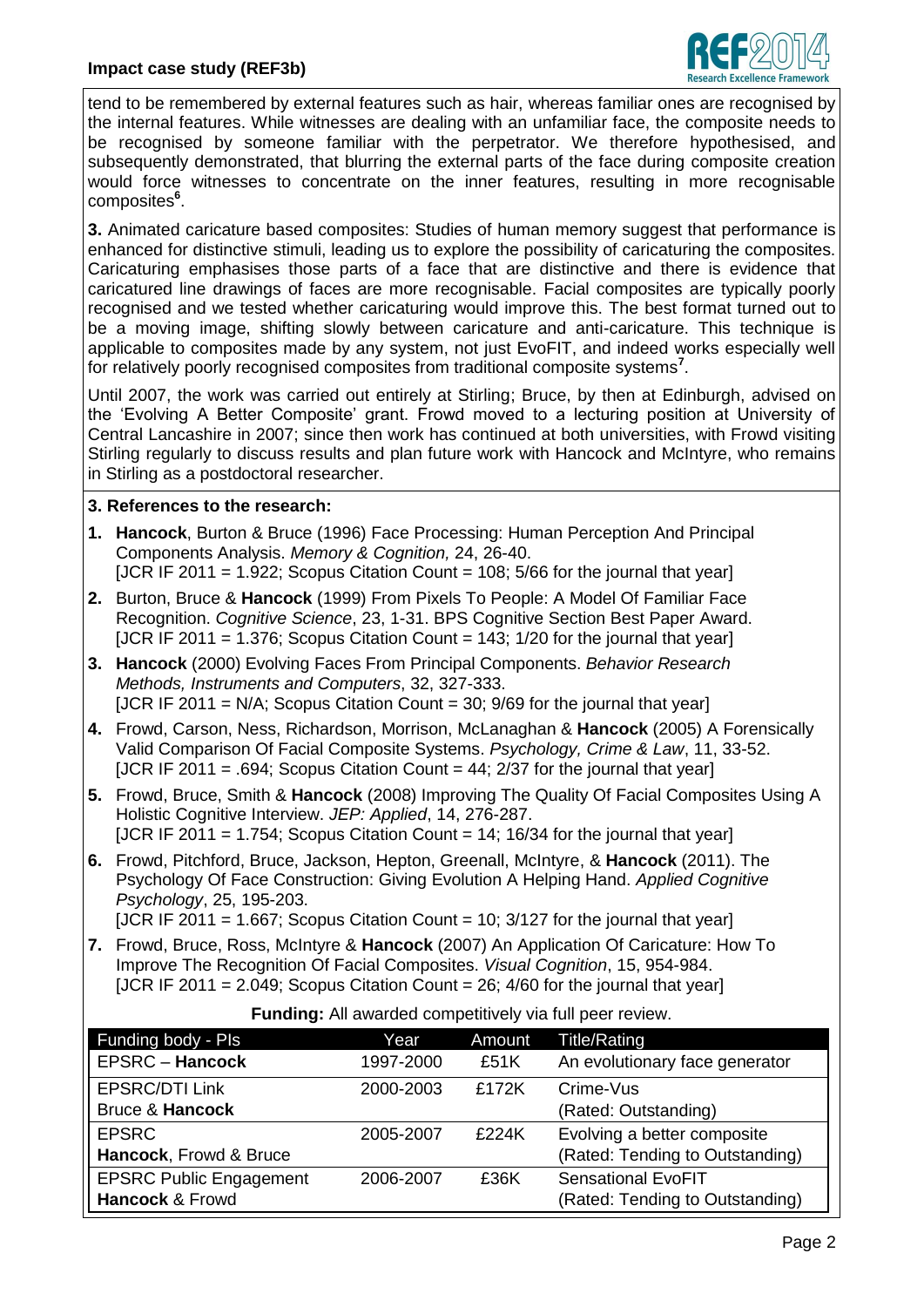tend to be remembered by external features such as hair, whereas familiar ones are recognised by the internal features. While witnesses are dealing with an unfamiliar face, the composite needs to be recognised by someone familiar with the perpetrator. We therefore hypothesised, and subsequently demonstrated, that blurring the external parts of the face during composite creation would force witnesses to concentrate on the inner features, resulting in more recognisable composites[6].

**3.** Animated caricature based composites: Studies of human memory suggest that performance is enhanced for distinctive stimuli, leading us to explore the possibility of caricaturing the composites. Caricaturing emphasises those parts of a face that are distinctive and there is evidence that caricatured line drawings of faces are more recognisable. Facial composites are typically poorly recognised and we tested whether caricaturing would improve this. The best format turned out to be a moving image, shifting slowly between caricature and anti-caricature. This technique is applicable to composites made by any system, not just EvoFIT, and indeed works especially well for relatively poorly recognised composites from traditional composite systems[7].

Until 2007, the work was carried out entirely at Stirling; Bruce, by then at Edinburgh, advised on the 'Evolving A Better Composite' grant. Frowd moved to a lecturing position at University of Central Lancashire in 2007; since then work has continued at both universities, with Frowd visiting Stirling regularly to discuss results and plan future work with Hancock and McIntyre, who remains in Stirling as a postdoctoral researcher.

## 3. References to the research:

1. **Hancock**, Burton & Bruce (1996) Face Processing: Human Perception And Principal Components Analysis. *Memory & Cognition,* 24, 26-40.
   [JCR IF 2011 = 1.922; Scopus Citation Count = 108; 5/66 for the journal that year]
2. Burton, Bruce & **Hancock** (1999) From Pixels To People: A Model Of Familiar Face Recognition. *Cognitive Science*, 23, 1-31. BPS Cognitive Section Best Paper Award.
   [JCR IF 2011 = 1.376; Scopus Citation Count = 143; 1/20 for the journal that year]
3. **Hancock** (2000) Evolving Faces From Principal Components. *Behavior Research Methods, Instruments and Computers*, 32, 327-333.
   [JCR IF 2011 = N/A; Scopus Citation Count = 30; 9/69 for the journal that year]
4. Frowd, Carson, Ness, Richardson, Morrison, McLanaghan & **Hancock** (2005) A Forensically Valid Comparison Of Facial Composite Systems. *Psychology, Crime & Law*, 11, 33-52.
   [JCR IF 2011 = .694; Scopus Citation Count = 44; 2/37 for the journal that year]
5. Frowd, Bruce, Smith & **Hancock** (2008) Improving The Quality Of Facial Composites Using A Holistic Cognitive Interview. *JEP: Applied*, 14, 276-287.
   [JCR IF 2011 = 1.754; Scopus Citation Count = 14; 16/34 for the journal that year]
6. Frowd, Pitchford, Bruce, Jackson, Hepton, Greenall, McIntyre, & **Hancock** (2011). The Psychology Of Face Construction: Giving Evolution A Helping Hand. *Applied Cognitive Psychology*, 25, 195-203.
   [JCR IF 2011 = 1.667; Scopus Citation Count = 10; 3/127 for the journal that year]
7. Frowd, Bruce, Ross, McIntyre & **Hancock** (2007) An Application Of Caricature: How To Improve The Recognition Of Facial Composites. *Visual Cognition*, 15, 954-984.
   [JCR IF 2011 = 2.049; Scopus Citation Count = 26; 4/60 for the journal that year]

**Funding:** All awarded competitively via full peer review.

| Funding body - PIs | Year | Amount | Title/Rating |
|---|---|---|---|
| EPSRC – **Hancock** | 1997-2000 | £51K | An evolutionary face generator |
| EPSRC/DTI Link<br>Bruce & **Hancock** | 2000-2003 | £172K | Crime-Vus<br>(Rated: Outstanding) |
| EPSRC<br>**Hancock**, Frowd & Bruce | 2005-2007 | £224K | Evolving a better composite<br>(Rated: Tending to Outstanding) |
| EPSRC Public Engagement<br>**Hancock** & Frowd | 2006-2007 | £36K | Sensational EvoFIT<br>(Rated: Tending to Outstanding) |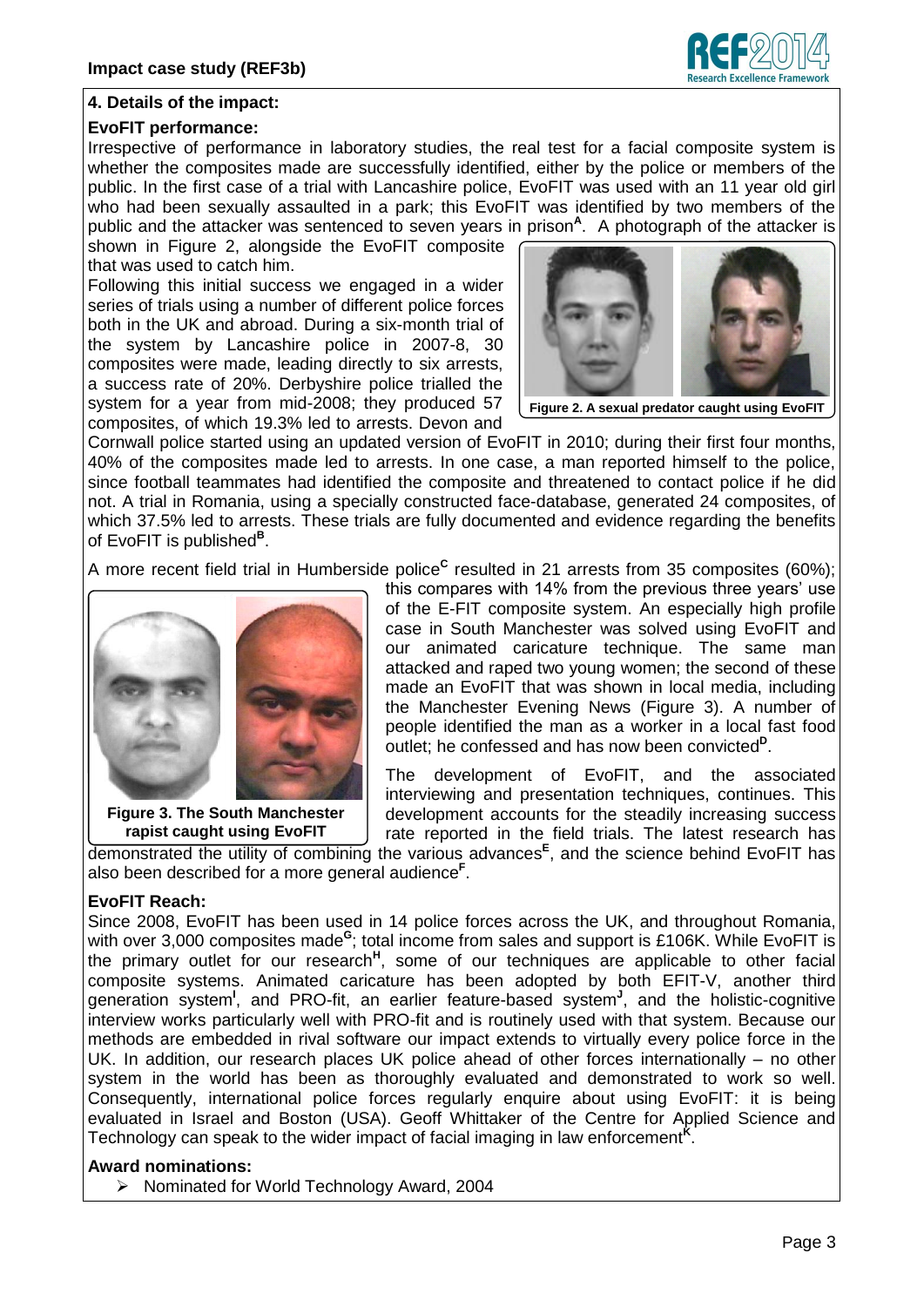## 4. Details of the impact:

**EvoFIT performance:**

Irrespective of performance in laboratory studies, the real test for a facial composite system is whether the composites made are successfully identified, either by the police or members of the public. In the first case of a trial with Lancashire police, EvoFIT was used with an 11 year old girl who had been sexually assaulted in a park; this EvoFIT was identified by two members of the public and the attacker was sentenced to seven years in prison[A]. A photograph of the attacker is shown in Figure 2, alongside the EvoFIT composite that was used to catch him.

**Figure 2. A sexual predator caught using EvoFIT**

Following this initial success we engaged in a wider series of trials using a number of different police forces both in the UK and abroad. During a six-month trial of the system by Lancashire police in 2007-8, 30 composites were made, leading directly to six arrests, a success rate of 20%. Derbyshire police trialled the system for a year from mid-2008; they produced 57 composites, of which 19.3% led to arrests. Devon and Cornwall police started using an updated version of EvoFIT in 2010; during their first four months, 40% of the composites made led to arrests. In one case, a man reported himself to the police, since football teammates had identified the composite and threatened to contact police if he did not. A trial in Romania, using a specially constructed face-database, generated 24 composites, of which 37.5% led to arrests. These trials are fully documented and evidence regarding the benefits of EvoFIT is published[B].

A more recent field trial in Humberside police[C] resulted in 21 arrests from 35 composites (60%); this compares with 14% from the previous three years' use of the E-FIT composite system. An especially high profile case in South Manchester was solved using EvoFIT and our animated caricature technique. The same man attacked and raped two young women; the second of these made an EvoFIT that was shown in local media, including the Manchester Evening News (Figure 3). A number of people identified the man as a worker in a local fast food outlet; he confessed and has now been convicted[D].

**Figure 3. The South Manchester rapist caught using EvoFIT**

The development of EvoFIT, and the associated interviewing and presentation techniques, continues. This development accounts for the steadily increasing success rate reported in the field trials. The latest research has demonstrated the utility of combining the various advances[E], and the science behind EvoFIT has also been described for a more general audience[F].

**EvoFIT Reach:**

Since 2008, EvoFIT has been used in 14 police forces across the UK, and throughout Romania, with over 3,000 composites made[G]; total income from sales and support is £106K. While EvoFIT is the primary outlet for our research[H], some of our techniques are applicable to other facial composite systems. Animated caricature has been adopted by both EFIT-V, another third generation system[I], and PRO-fit, an earlier feature-based system[J], and the holistic-cognitive interview works particularly well with PRO-fit and is routinely used with that system. Because our methods are embedded in rival software our impact extends to virtually every police force in the UK. In addition, our research places UK police ahead of other forces internationally – no other system in the world has been as thoroughly evaluated and demonstrated to work so well. Consequently, international police forces regularly enquire about using EvoFIT: it is being evaluated in Israel and Boston (USA). Geoff Whittaker of the Centre for Applied Science and Technology can speak to the wider impact of facial imaging in law enforcement[K].

**Award nominations:**

- Nominated for World Technology Award, 2004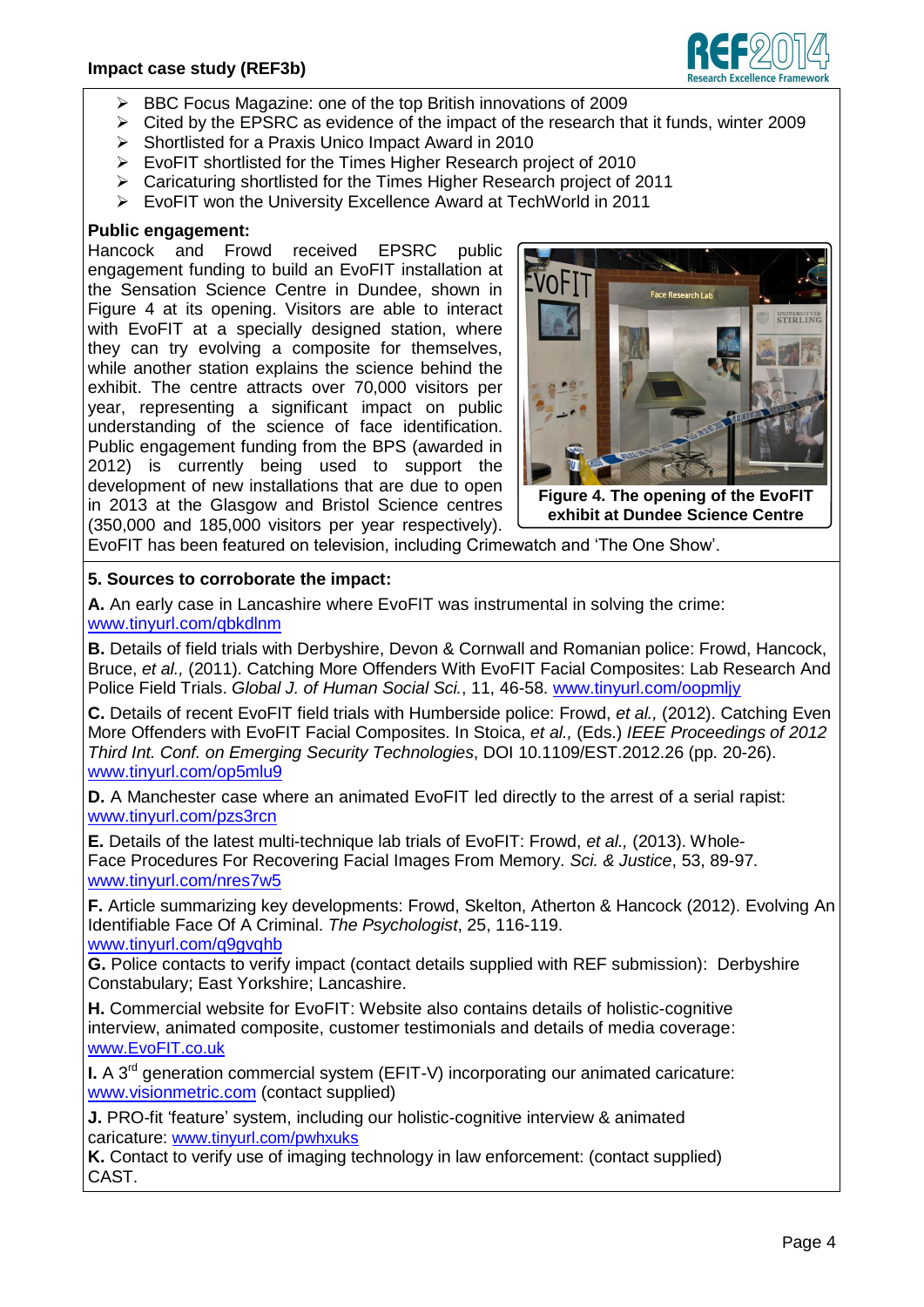- BBC Focus Magazine: one of the top British innovations of 2009
- Cited by the EPSRC as evidence of the impact of the research that it funds, winter 2009
- Shortlisted for a Praxis Unico Impact Award in 2010
- EvoFIT shortlisted for the Times Higher Research project of 2010
- Caricaturing shortlisted for the Times Higher Research project of 2011
- EvoFIT won the University Excellence Award at TechWorld in 2011

**Public engagement:**

Hancock and Frowd received EPSRC public engagement funding to build an EvoFIT installation at the Sensation Science Centre in Dundee, shown in Figure 4 at its opening. Visitors are able to interact with EvoFIT at a specially designed station, where they can try evolving a composite for themselves, while another station explains the science behind the exhibit. The centre attracts over 70,000 visitors per year, representing a significant impact on public understanding of the science of face identification. Public engagement funding from the BPS (awarded in 2012) is currently being used to support the development of new installations that are due to open in 2013 at the Glasgow and Bristol Science centres (350,000 and 185,000 visitors per year respectively). EvoFIT has been featured on television, including Crimewatch and 'The One Show'.

**Figure 4. The opening of the EvoFIT exhibit at Dundee Science Centre**

## 5. Sources to corroborate the impact:

**A.** An early case in Lancashire where EvoFIT was instrumental in solving the crime: www.tinyurl.com/qbkdlnm

**B.** Details of field trials with Derbyshire, Devon & Cornwall and Romanian police: Frowd, Hancock, Bruce, *et al.,* (2011). Catching More Offenders With EvoFIT Facial Composites: Lab Research And Police Field Trials. *Global J. of Human Social Sci.*, 11, 46-58. www.tinyurl.com/oopmljy

**C.** Details of recent EvoFIT field trials with Humberside police: Frowd, *et al.,* (2012). Catching Even More Offenders with EvoFIT Facial Composites. In Stoica, *et al.,* (Eds.) *IEEE Proceedings of 2012 Third Int. Conf. on Emerging Security Technologies*, DOI 10.1109/EST.2012.26 (pp. 20-26). www.tinyurl.com/op5mlu9

**D.** A Manchester case where an animated EvoFIT led directly to the arrest of a serial rapist: www.tinyurl.com/pzs3rcn

**E.** Details of the latest multi-technique lab trials of EvoFIT: Frowd, *et al.,* (2013). Whole-Face Procedures For Recovering Facial Images From Memory. *Sci. & Justice*, 53, 89-97. www.tinyurl.com/nres7w5

**F.** Article summarizing key developments: Frowd, Skelton, Atherton & Hancock (2012). Evolving An Identifiable Face Of A Criminal. *The Psychologist*, 25, 116-119. www.tinyurl.com/q9gvqhb

**G.** Police contacts to verify impact (contact details supplied with REF submission): Derbyshire Constabulary; East Yorkshire; Lancashire.

**H.** Commercial website for EvoFIT: Website also contains details of holistic-cognitive interview, animated composite, customer testimonials and details of media coverage: www.EvoFIT.co.uk

**I.** A 3rd generation commercial system (EFIT-V) incorporating our animated caricature: www.visionmetric.com (contact supplied)

**J.** PRO-fit 'feature' system, including our holistic-cognitive interview & animated caricature: www.tinyurl.com/pwhxuks

**K.** Contact to verify use of imaging technology in law enforcement: (contact supplied) CAST.